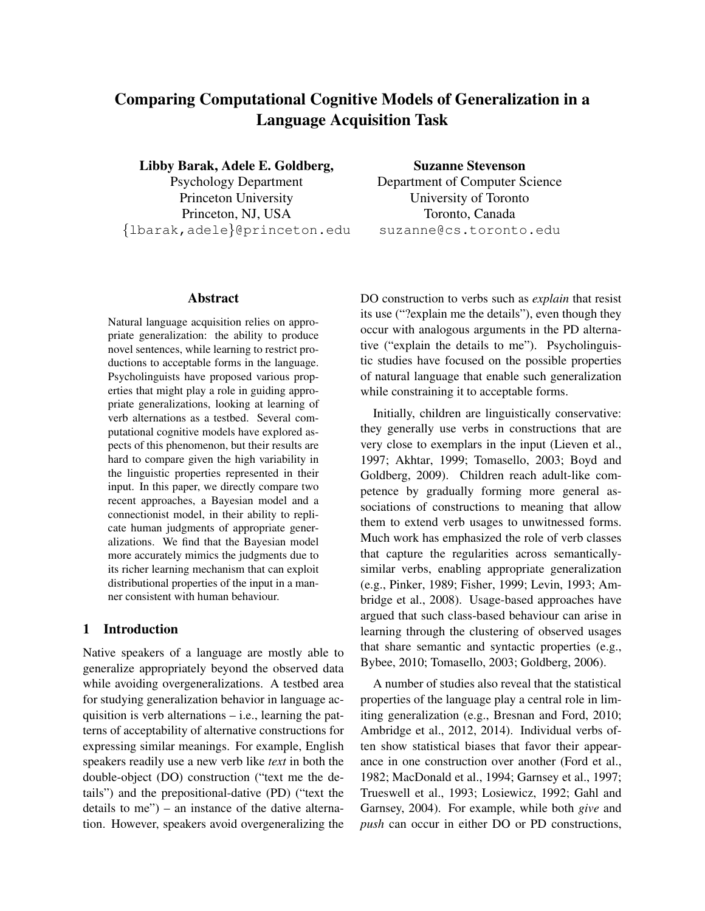# Comparing Computational Cognitive Models of Generalization in a Language Acquisition Task

**Libby Barak, Adele E. Goldberg,**
Psychology Department
Princeton University
Princeton, NJ, USA
{lbarak,adele}@princeton.edu

**Suzanne Stevenson**
Department of Computer Science
University of Toronto
Toronto, Canada
suzanne@cs.toronto.edu

## Abstract

Natural language acquisition relies on appropriate generalization: the ability to produce novel sentences, while learning to restrict productions to acceptable forms in the language. Psycholinguists have proposed various properties that might play a role in guiding appropriate generalizations, looking at learning of verb alternations as a testbed. Several computational cognitive models have explored aspects of this phenomenon, but their results are hard to compare given the high variability in the linguistic properties represented in their input. In this paper, we directly compare two recent approaches, a Bayesian model and a connectionist model, in their ability to replicate human judgments of appropriate generalizations. We find that the Bayesian model more accurately mimics the judgments due to its richer learning mechanism that can exploit distributional properties of the input in a manner consistent with human behaviour.

## 1 Introduction

Native speakers of a language are mostly able to generalize appropriately beyond the observed data while avoiding overgeneralizations. A testbed area for studying generalization behavior in language acquisition is verb alternations – i.e., learning the patterns of acceptability of alternative constructions for expressing similar meanings. For example, English speakers readily use a new verb like *text* in both the double-object (DO) construction ("text me the details") and the prepositional-dative (PD) ("text the details to me") – an instance of the dative alternation. However, speakers avoid overgeneralizing the DO construction to verbs such as *explain* that resist its use ("?explain me the details"), even though they occur with analogous arguments in the PD alternative ("explain the details to me"). Psycholinguistic studies have focused on the possible properties of natural language that enable such generalization while constraining it to acceptable forms.

Initially, children are linguistically conservative: they generally use verbs in constructions that are very close to exemplars in the input (Lieven et al., 1997; Akhtar, 1999; Tomasello, 2003; Boyd and Goldberg, 2009). Children reach adult-like competence by gradually forming more general associations of constructions to meaning that allow them to extend verb usages to unwitnessed forms. Much work has emphasized the role of verb classes that capture the regularities across semantically-similar verbs, enabling appropriate generalization (e.g., Pinker, 1989; Fisher, 1999; Levin, 1993; Ambridge et al., 2008). Usage-based approaches have argued that such class-based behaviour can arise in learning through the clustering of observed usages that share semantic and syntactic properties (e.g., Bybee, 2010; Tomasello, 2003; Goldberg, 2006).

A number of studies also reveal that the statistical properties of the language play a central role in limiting generalization (e.g., Bresnan and Ford, 2010; Ambridge et al., 2012, 2014). Individual verbs often show statistical biases that favor their appearance in one construction over another (Ford et al., 1982; MacDonald et al., 1994; Garnsey et al., 1997; Trueswell et al., 1993; Losiewicz, 1992; Gahl and Garnsey, 2004). For example, while both *give* and *push* can occur in either DO or PD constructions,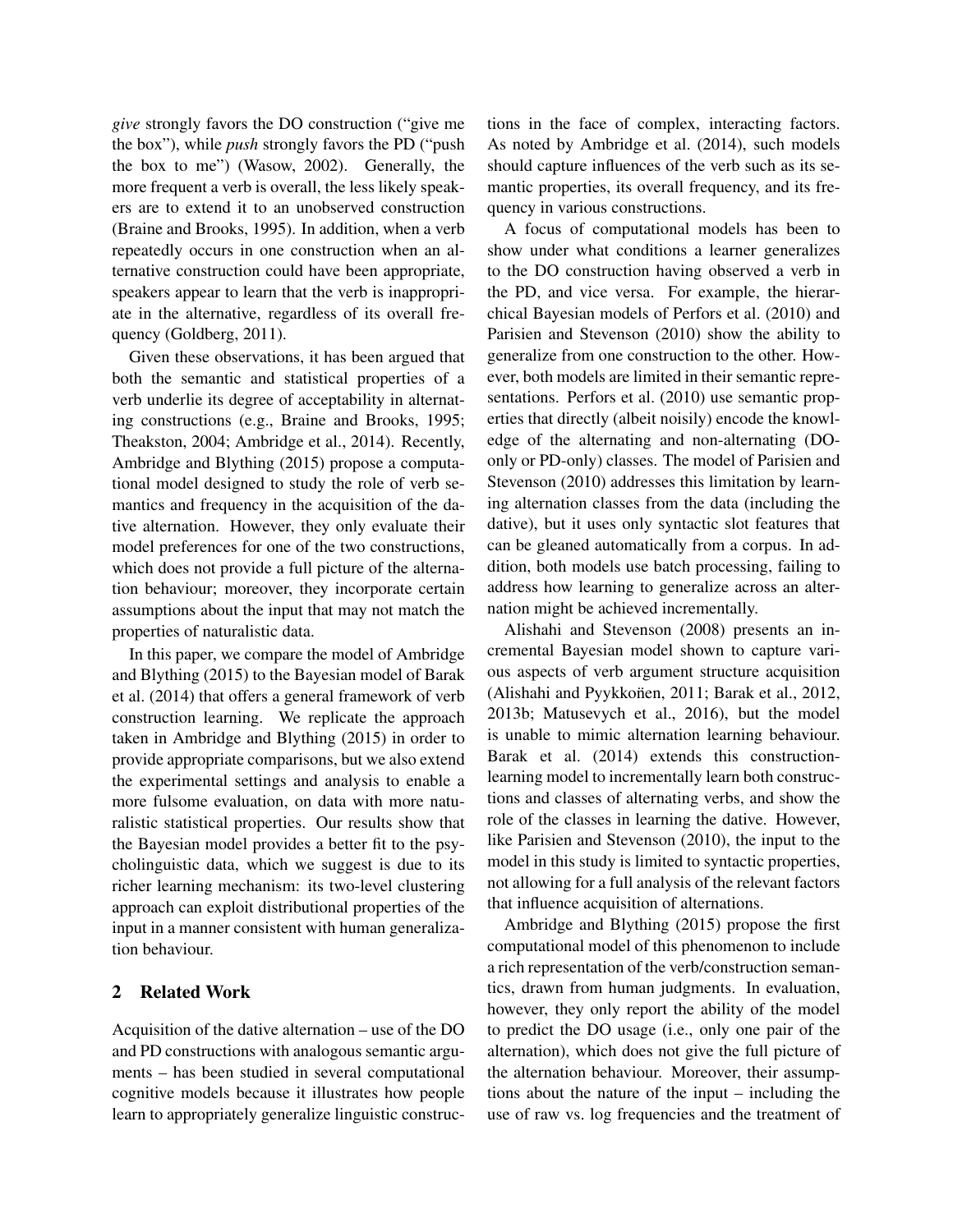*give* strongly favors the DO construction ("give me the box"), while *push* strongly favors the PD ("push the box to me") (Wasow, 2002). Generally, the more frequent a verb is overall, the less likely speakers are to extend it to an unobserved construction (Braine and Brooks, 1995). In addition, when a verb repeatedly occurs in one construction when an alternative construction could have been appropriate, speakers appear to learn that the verb is inappropriate in the alternative, regardless of its overall frequency (Goldberg, 2011).

Given these observations, it has been argued that both the semantic and statistical properties of a verb underlie its degree of acceptability in alternating constructions (e.g., Braine and Brooks, 1995; Theakston, 2004; Ambridge et al., 2014). Recently, Ambridge and Blything (2015) propose a computational model designed to study the role of verb semantics and frequency in the acquisition of the dative alternation. However, they only evaluate their model preferences for one of the two constructions, which does not provide a full picture of the alternation behaviour; moreover, they incorporate certain assumptions about the input that may not match the properties of naturalistic data.

In this paper, we compare the model of Ambridge and Blything (2015) to the Bayesian model of Barak et al. (2014) that offers a general framework of verb construction learning. We replicate the approach taken in Ambridge and Blything (2015) in order to provide appropriate comparisons, but we also extend the experimental settings and analysis to enable a more fulsome evaluation, on data with more naturalistic statistical properties. Our results show that the Bayesian model provides a better fit to the psycholinguistic data, which we suggest is due to its richer learning mechanism: its two-level clustering approach can exploit distributional properties of the input in a manner consistent with human generalization behaviour.

## 2 Related Work

Acquisition of the dative alternation – use of the DO and PD constructions with analogous semantic arguments – has been studied in several computational cognitive models because it illustrates how people learn to appropriately generalize linguistic constructions in the face of complex, interacting factors. As noted by Ambridge et al. (2014), such models should capture influences of the verb such as its semantic properties, its overall frequency, and its frequency in various constructions.

A focus of computational models has been to show under what conditions a learner generalizes to the DO construction having observed a verb in the PD, and vice versa. For example, the hierarchical Bayesian models of Perfors et al. (2010) and Parisien and Stevenson (2010) show the ability to generalize from one construction to the other. However, both models are limited in their semantic representations. Perfors et al. (2010) use semantic properties that directly (albeit noisily) encode the knowledge of the alternating and non-alternating (DO-only or PD-only) classes. The model of Parisien and Stevenson (2010) addresses this limitation by learning alternation classes from the data (including the dative), but it uses only syntactic slot features that can be gleaned automatically from a corpus. In addition, both models use batch processing, failing to address how learning to generalize across an alternation might be achieved incrementally.

Alishahi and Stevenson (2008) presents an incremental Bayesian model shown to capture various aspects of verb argument structure acquisition (Alishahi and Pyykkoňen, 2011; Barak et al., 2012, 2013b; Matusevych et al., 2016), but the model is unable to mimic alternation learning behaviour. Barak et al. (2014) extends this construction-learning model to incrementally learn both constructions and classes of alternating verbs, and show the role of the classes in learning the dative. However, like Parisien and Stevenson (2010), the input to the model in this study is limited to syntactic properties, not allowing for a full analysis of the relevant factors that influence acquisition of alternations.

Ambridge and Blything (2015) propose the first computational model of this phenomenon to include a rich representation of the verb/construction semantics, drawn from human judgments. In evaluation, however, they only report the ability of the model to predict the DO usage (i.e., only one pair of the alternation), which does not give the full picture of the alternation behaviour. Moreover, their assumptions about the nature of the input – including the use of raw vs. log frequencies and the treatment of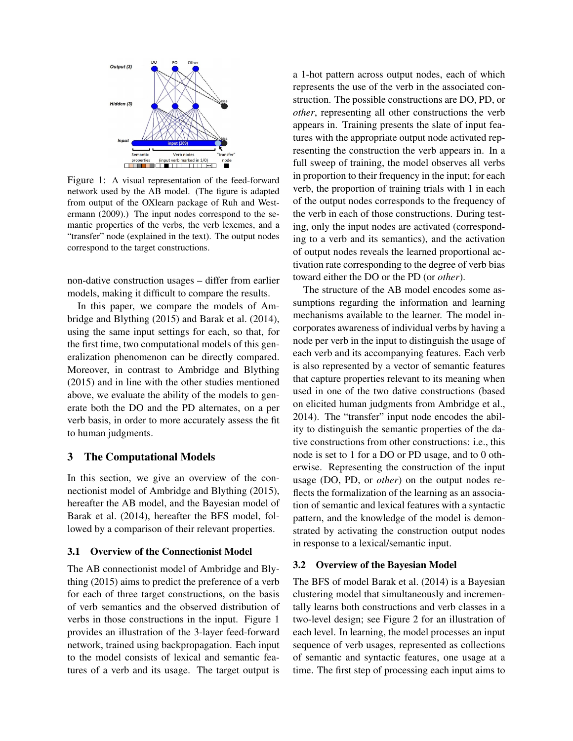Figure 1: A visual representation of the feed-forward network used by the AB model. (The figure is adapted from output of the OXlearn package of Ruh and Westermann (2009).) The input nodes correspond to the semantic properties of the verbs, the verb lexemes, and a "transfer" node (explained in the text). The output nodes correspond to the target constructions.

non-dative construction usages – differ from earlier models, making it difficult to compare the results.

In this paper, we compare the models of Ambridge and Blything (2015) and Barak et al. (2014), using the same input settings for each, so that, for the first time, two computational models of this generalization phenomenon can be directly compared. Moreover, in contrast to Ambridge and Blything (2015) and in line with the other studies mentioned above, we evaluate the ability of the models to generate both the DO and the PD alternates, on a per verb basis, in order to more accurately assess the fit to human judgments.

## 3 The Computational Models

In this section, we give an overview of the connectionist model of Ambridge and Blything (2015), hereafter the AB model, and the Bayesian model of Barak et al. (2014), hereafter the BFS model, followed by a comparison of their relevant properties.

### 3.1 Overview of the Connectionist Model

The AB connectionist model of Ambridge and Blything (2015) aims to predict the preference of a verb for each of three target constructions, on the basis of verb semantics and the observed distribution of verbs in those constructions in the input. Figure 1 provides an illustration of the 3-layer feed-forward network, trained using backpropagation. Each input to the model consists of lexical and semantic features of a verb and its usage. The target output is a 1-hot pattern across output nodes, each of which represents the use of the verb in the associated construction. The possible constructions are DO, PD, or *other*, representing all other constructions the verb appears in. Training presents the slate of input features with the appropriate output node activated representing the construction the verb appears in. In a full sweep of training, the model observes all verbs in proportion to their frequency in the input; for each verb, the proportion of training trials with 1 in each of the output nodes corresponds to the frequency of the verb in each of those constructions. During testing, only the input nodes are activated (corresponding to a verb and its semantics), and the activation of output nodes reveals the learned proportional activation rate corresponding to the degree of verb bias toward either the DO or the PD (or *other*).

The structure of the AB model encodes some assumptions regarding the information and learning mechanisms available to the learner. The model incorporates awareness of individual verbs by having a node per verb in the input to distinguish the usage of each verb and its accompanying features. Each verb is also represented by a vector of semantic features that capture properties relevant to its meaning when used in one of the two dative constructions (based on elicited human judgments from Ambridge et al., 2014). The "transfer" input node encodes the ability to distinguish the semantic properties of the dative constructions from other constructions: i.e., this node is set to 1 for a DO or PD usage, and to 0 otherwise. Representing the construction of the input usage (DO, PD, or *other*) on the output nodes reflects the formalization of the learning as an association of semantic and lexical features with a syntactic pattern, and the knowledge of the model is demonstrated by activating the construction output nodes in response to a lexical/semantic input.

### 3.2 Overview of the Bayesian Model

The BFS of model Barak et al. (2014) is a Bayesian clustering model that simultaneously and incrementally learns both constructions and verb classes in a two-level design; see Figure 2 for an illustration of each level. In learning, the model processes an input sequence of verb usages, represented as collections of semantic and syntactic features, one usage at a time. The first step of processing each input aims to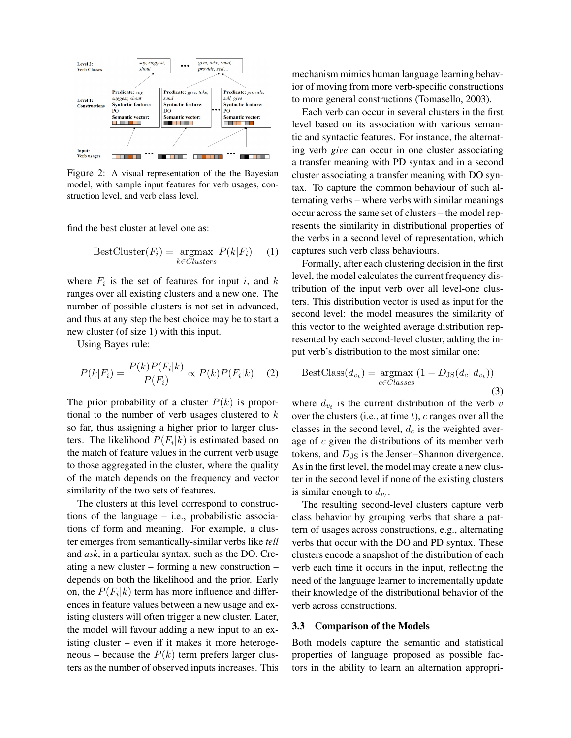Figure 2: A visual representation of the the Bayesian model, with sample input features for verb usages, construction level, and verb class level.

find the best cluster at level one as:

$$\text{BestCluster}(F_i) = \underset{k \in Clusters}{\text{argmax}} \; P(k|F_i) \quad (1)$$

where $F_i$ is the set of features for input $i$, and $k$ ranges over all existing clusters and a new one. The number of possible clusters is not set in advanced, and thus at any step the best choice may be to start a new cluster (of size 1) with this input.

Using Bayes rule:

$$P(k|F_i) = \frac{P(k)P(F_i|k)}{P(F_i)} \propto P(k)P(F_i|k) \quad (2)$$

The prior probability of a cluster $P(k)$ is proportional to the number of verb usages clustered to $k$ so far, thus assigning a higher prior to larger clusters. The likelihood $P(F_i|k)$ is estimated based on the match of feature values in the current verb usage to those aggregated in the cluster, where the quality of the match depends on the frequency and vector similarity of the two sets of features.

The clusters at this level correspond to constructions of the language – i.e., probabilistic associations of form and meaning. For example, a cluster emerges from semantically-similar verbs like *tell* and *ask*, in a particular syntax, such as the DO. Creating a new cluster – forming a new construction – depends on both the likelihood and the prior. Early on, the $P(F_i|k)$ term has more influence and differences in feature values between a new usage and existing clusters will often trigger a new cluster. Later, the model will favour adding a new input to an existing cluster – even if it makes it more heterogeneous – because the $P(k)$ term prefers larger clusters as the number of observed inputs increases. This mechanism mimics human language learning behavior of moving from more verb-specific constructions to more general constructions (Tomasello, 2003).

Each verb can occur in several clusters in the first level based on its association with various semantic and syntactic features. For instance, the alternating verb *give* can occur in one cluster associating a transfer meaning with PD syntax and in a second cluster associating a transfer meaning with DO syntax. To capture the common behaviour of such alternating verbs – where verbs with similar meanings occur across the same set of clusters – the model represents the similarity in distributional properties of the verbs in a second level of representation, which captures such verb class behaviours.

Formally, after each clustering decision in the first level, the model calculates the current frequency distribution of the input verb over all level-one clusters. This distribution vector is used as input for the second level: the model measures the similarity of this vector to the weighted average distribution represented by each second-level cluster, adding the input verb's distribution to the most similar one:

$$\text{BestClass}(d_{v_t}) = \underset{c \in Classes}{\text{argmax}} \; (1 - D_{\text{JS}}(d_c \| d_{v_t})) \quad (3)$$

where $d_{v_t}$ is the current distribution of the verb $v$ over the clusters (i.e., at time $t$), $c$ ranges over all the classes in the second level, $d_c$ is the weighted average of $c$ given the distributions of its member verb tokens, and $D_{\text{JS}}$ is the Jensen–Shannon divergence. As in the first level, the model may create a new cluster in the second level if none of the existing clusters is similar enough to $d_{v_t}$.

The resulting second-level clusters capture verb class behavior by grouping verbs that share a pattern of usages across constructions, e.g., alternating verbs that occur with the DO and PD syntax. These clusters encode a snapshot of the distribution of each verb each time it occurs in the input, reflecting the need of the language learner to incrementally update their knowledge of the distributional behavior of the verb across constructions.

### 3.3 Comparison of the Models

Both models capture the semantic and statistical properties of language proposed as possible factors in the ability to learn an alternation appropri-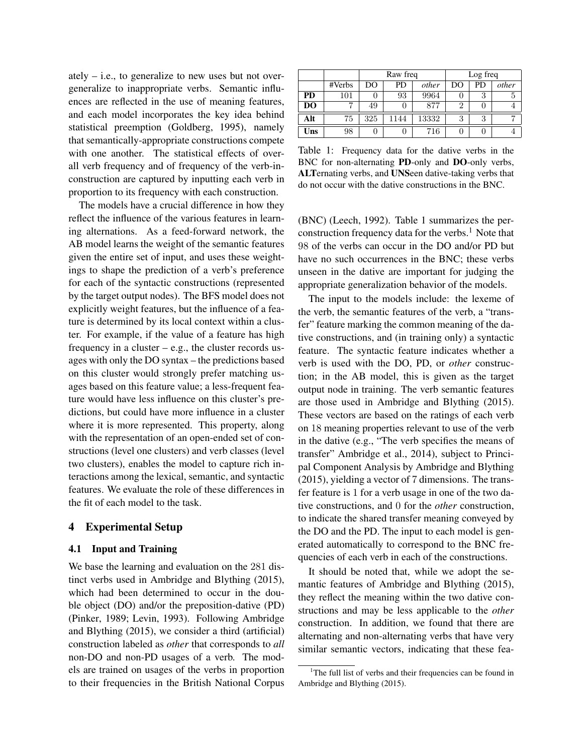ately – i.e., to generalize to new uses but not overgeneralize to inappropriate verbs. Semantic influences are reflected in the use of meaning features, and each model incorporates the key idea behind statistical preemption (Goldberg, 1995), namely that semantically-appropriate constructions compete with one another. The statistical effects of overall verb frequency and of frequency of the verb-in-construction are captured by inputting each verb in proportion to its frequency with each construction.

The models have a crucial difference in how they reflect the influence of the various features in learning alternations. As a feed-forward network, the AB model learns the weight of the semantic features given the entire set of input, and uses these weightings to shape the prediction of a verb's preference for each of the syntactic constructions (represented by the target output nodes). The BFS model does not explicitly weight features, but the influence of a feature is determined by its local context within a cluster. For example, if the value of a feature has high frequency in a cluster – e.g., the cluster records usages with only the DO syntax – the predictions based on this cluster would strongly prefer matching usages based on this feature value; a less-frequent feature would have less influence on this cluster's predictions, but could have more influence in a cluster where it is more represented. This property, along with the representation of an open-ended set of constructions (level one clusters) and verb classes (level two clusters), enables the model to capture rich interactions among the lexical, semantic, and syntactic features. We evaluate the role of these differences in the fit of each model to the task.

## 4 Experimental Setup

### 4.1 Input and Training

We base the learning and evaluation on the 281 distinct verbs used in Ambridge and Blything (2015), which had been determined to occur in the double object (DO) and/or the preposition-dative (PD) (Pinker, 1989; Levin, 1993). Following Ambridge and Blything (2015), we consider a third (artificial) construction labeled as *other* that corresponds to *all* non-DO and non-PD usages of a verb. The models are trained on usages of the verbs in proportion to their frequencies in the British National Corpus (BNC) (Leech, 1992). Table 1 summarizes the per-construction frequency data for the verbs.[1] Note that 98 of the verbs can occur in the DO and/or PD but have no such occurrences in the BNC; these verbs unseen in the dative are important for judging the appropriate generalization behavior of the models.

| | | Raw freq | | | Log freq | | |
|---|---|---|---|---|---|---|---|
| | #Verbs | DO | PD | *other* | DO | PD | *other* |
| **PD** | 101 | 0 | 93 | 9964 | 0 | 3 | 5 |
| **DO** | 7 | 49 | 0 | 877 | 2 | 0 | 4 |
| **Alt** | 75 | 325 | 1144 | 13332 | 3 | 3 | 7 |
| **Uns** | 98 | 0 | 0 | 716 | 0 | 0 | 4 |

Table 1: Frequency data for the dative verbs in the BNC for non-alternating **PD**-only and **DO**-only verbs, **ALT**ernating verbs, and **UNS**een dative-taking verbs that do not occur with the dative constructions in the BNC.

The input to the models include: the lexeme of the verb, the semantic features of the verb, a "transfer" feature marking the common meaning of the dative constructions, and (in training only) a syntactic feature. The syntactic feature indicates whether a verb is used with the DO, PD, or *other* construction; in the AB model, this is given as the target output node in training. The verb semantic features are those used in Ambridge and Blything (2015). These vectors are based on the ratings of each verb on 18 meaning properties relevant to use of the verb in the dative (e.g., "The verb specifies the means of transfer" Ambridge et al., 2014), subject to Principal Component Analysis by Ambridge and Blything (2015), yielding a vector of 7 dimensions. The transfer feature is 1 for a verb usage in one of the two dative constructions, and 0 for the *other* construction, to indicate the shared transfer meaning conveyed by the DO and the PD. The input to each model is generated automatically to correspond to the BNC frequencies of each verb in each of the constructions.

It should be noted that, while we adopt the semantic features of Ambridge and Blything (2015), they reflect the meaning within the two dative constructions and may be less applicable to the *other* construction. In addition, we found that there are alternating and non-alternating verbs that have very similar semantic vectors, indicating that these fea-

[1] The full list of verbs and their frequencies can be found in Ambridge and Blything (2015).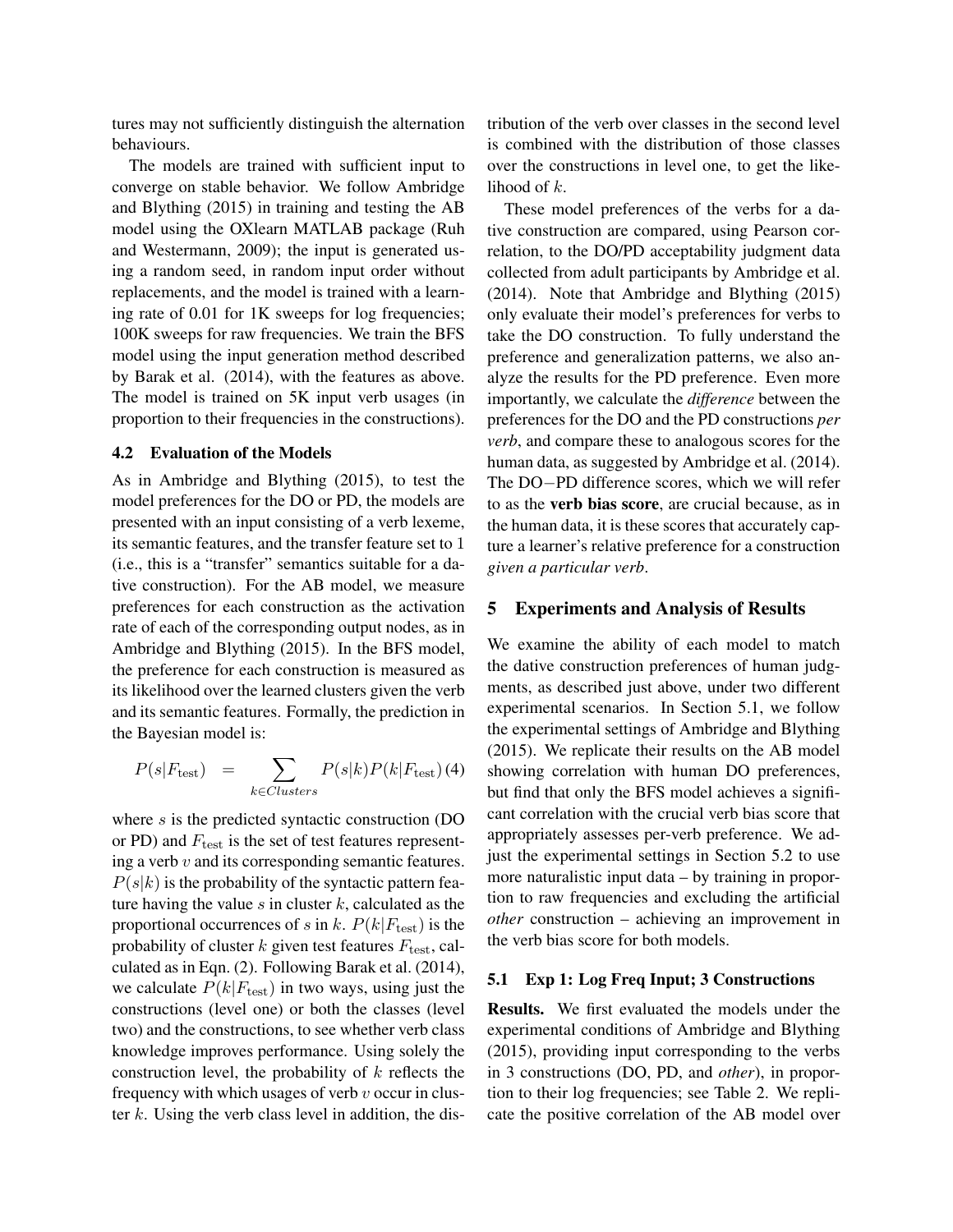tures may not sufficiently distinguish the alternation behaviours.

The models are trained with sufficient input to converge on stable behavior. We follow Ambridge and Blything (2015) in training and testing the AB model using the OXlearn MATLAB package (Ruh and Westermann, 2009); the input is generated using a random seed, in random input order without replacements, and the model is trained with a learning rate of 0.01 for 1K sweeps for log frequencies; 100K sweeps for raw frequencies. We train the BFS model using the input generation method described by Barak et al. (2014), with the features as above. The model is trained on 5K input verb usages (in proportion to their frequencies in the constructions).

### 4.2 Evaluation of the Models

As in Ambridge and Blything (2015), to test the model preferences for the DO or PD, the models are presented with an input consisting of a verb lexeme, its semantic features, and the transfer feature set to 1 (i.e., this is a "transfer" semantics suitable for a dative construction). For the AB model, we measure preferences for each construction as the activation rate of each of the corresponding output nodes, as in Ambridge and Blything (2015). In the BFS model, the preference for each construction is measured as its likelihood over the learned clusters given the verb and its semantic features. Formally, the prediction in the Bayesian model is:

$$P(s|F_{\text{test}}) = \sum_{k \in Clusters} P(s|k)P(k|F_{\text{test}}) \quad (4)$$

where $s$ is the predicted syntactic construction (DO or PD) and $F_{\text{test}}$ is the set of test features representing a verb $v$ and its corresponding semantic features. $P(s|k)$ is the probability of the syntactic pattern feature having the value $s$ in cluster $k$, calculated as the proportional occurrences of $s$ in $k$. $P(k|F_{\text{test}})$ is the probability of cluster $k$ given test features $F_{\text{test}}$, calculated as in Eqn. (2). Following Barak et al. (2014), we calculate $P(k|F_{\text{test}})$ in two ways, using just the constructions (level one) or both the classes (level two) and the constructions, to see whether verb class knowledge improves performance. Using solely the construction level, the probability of $k$ reflects the frequency with which usages of verb $v$ occur in cluster $k$. Using the verb class level in addition, the distribution of the verb over classes in the second level is combined with the distribution of those classes over the constructions in level one, to get the likelihood of $k$.

These model preferences of the verbs for a dative construction are compared, using Pearson correlation, to the DO/PD acceptability judgment data collected from adult participants by Ambridge et al. (2014). Note that Ambridge and Blything (2015) only evaluate their model's preferences for verbs to take the DO construction. To fully understand the preference and generalization patterns, we also analyze the results for the PD preference. Even more importantly, we calculate the *difference* between the preferences for the DO and the PD constructions *per verb*, and compare these to analogous scores for the human data, as suggested by Ambridge et al. (2014). The DO−PD difference scores, which we will refer to as the **verb bias score**, are crucial because, as in the human data, it is these scores that accurately capture a learner's relative preference for a construction *given a particular verb*.

## 5 Experiments and Analysis of Results

We examine the ability of each model to match the dative construction preferences of human judgments, as described just above, under two different experimental scenarios. In Section 5.1, we follow the experimental settings of Ambridge and Blything (2015). We replicate their results on the AB model showing correlation with human DO preferences, but find that only the BFS model achieves a significant correlation with the crucial verb bias score that appropriately assesses per-verb preference. We adjust the experimental settings in Section 5.2 to use more naturalistic input data – by training in proportion to raw frequencies and excluding the artificial *other* construction – achieving an improvement in the verb bias score for both models.

### 5.1 Exp 1: Log Freq Input; 3 Constructions

**Results.** We first evaluated the models under the experimental conditions of Ambridge and Blything (2015), providing input corresponding to the verbs in 3 constructions (DO, PD, and *other*), in proportion to their log frequencies; see Table 2. We replicate the positive correlation of the AB model over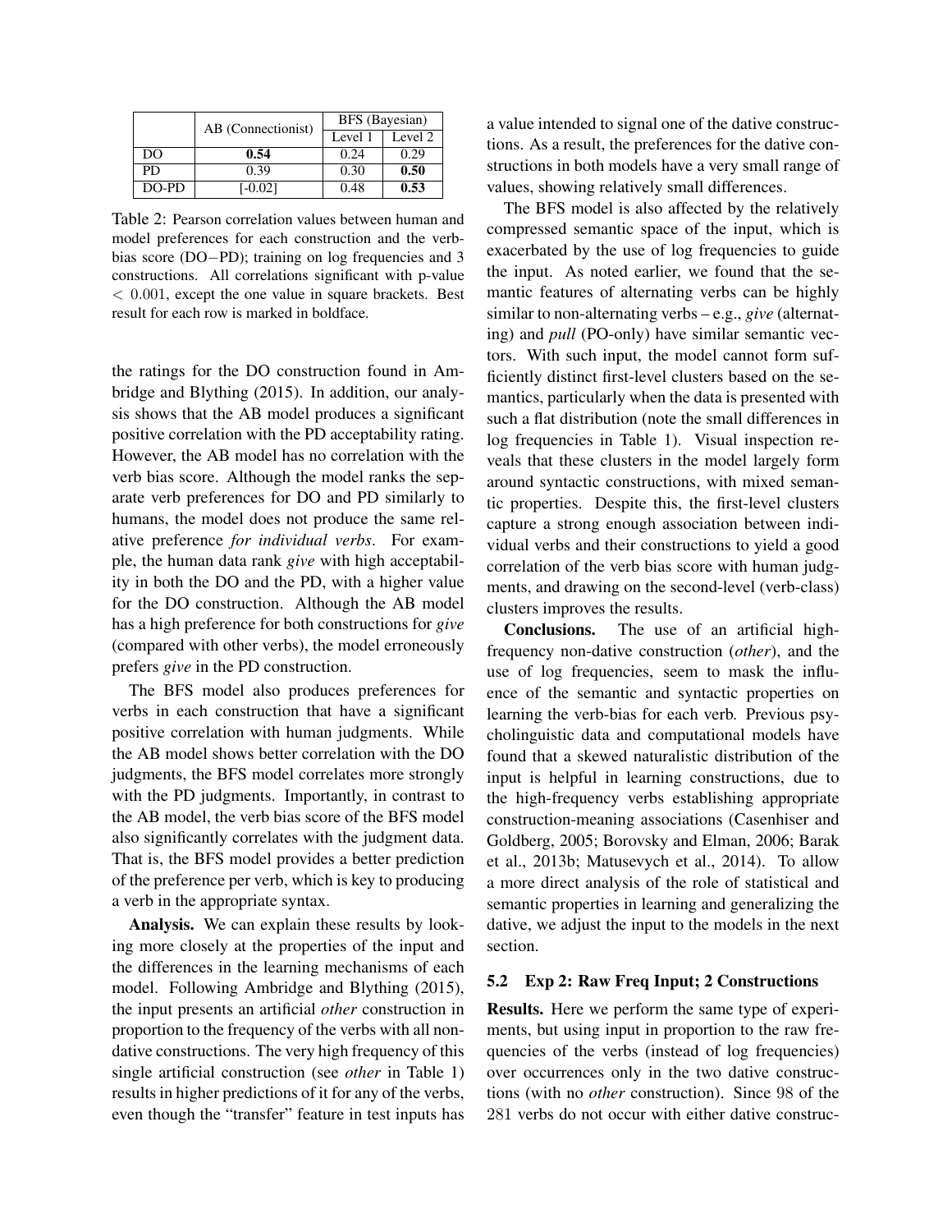| | AB (Connectionist) | BFS (Bayesian) | |
|---|---|---|---|
| | | Level 1 | Level 2 |
| DO | **0.54** | 0.24 | 0.29 |
| PD | 0.39 | 0.30 | **0.50** |
| DO-PD | [-0.02] | 0.48 | **0.53** |

Table 2: Pearson correlation values between human and model preferences for each construction and the verb-bias score (DO−PD); training on log frequencies and 3 constructions. All correlations significant with p-value $< 0.001$, except the one value in square brackets. Best result for each row is marked in boldface.

the ratings for the DO construction found in Ambridge and Blything (2015). In addition, our analysis shows that the AB model produces a significant positive correlation with the PD acceptability rating. However, the AB model has no correlation with the verb bias score. Although the model ranks the separate verb preferences for DO and PD similarly to humans, the model does not produce the same relative preference *for individual verbs*. For example, the human data rank *give* with high acceptability in both the DO and the PD, with a higher value for the DO construction. Although the AB model has a high preference for both constructions for *give* (compared with other verbs), the model erroneously prefers *give* in the PD construction.

The BFS model also produces preferences for verbs in each construction that have a significant positive correlation with human judgments. While the AB model shows better correlation with the DO judgments, the BFS model correlates more strongly with the PD judgments. Importantly, in contrast to the AB model, the verb bias score of the BFS model also significantly correlates with the judgment data. That is, the BFS model provides a better prediction of the preference per verb, which is key to producing a verb in the appropriate syntax.

**Analysis.** We can explain these results by looking more closely at the properties of the input and the differences in the learning mechanisms of each model. Following Ambridge and Blything (2015), the input presents an artificial *other* construction in proportion to the frequency of the verbs with all non-dative constructions. The very high frequency of this single artificial construction (see *other* in Table 1) results in higher predictions of it for any of the verbs, even though the "transfer" feature in test inputs has a value intended to signal one of the dative constructions. As a result, the preferences for the dative constructions in both models have a very small range of values, showing relatively small differences.

The BFS model is also affected by the relatively compressed semantic space of the input, which is exacerbated by the use of log frequencies to guide the input. As noted earlier, we found that the semantic features of alternating verbs can be highly similar to non-alternating verbs – e.g., *give* (alternating) and *pull* (PO-only) have similar semantic vectors. With such input, the model cannot form sufficiently distinct first-level clusters based on the semantics, particularly when the data is presented with such a flat distribution (note the small differences in log frequencies in Table 1). Visual inspection reveals that these clusters in the model largely form around syntactic constructions, with mixed semantic properties. Despite this, the first-level clusters capture a strong enough association between individual verbs and their constructions to yield a good correlation of the verb bias score with human judgments, and drawing on the second-level (verb-class) clusters improves the results.

**Conclusions.** The use of an artificial high-frequency non-dative construction (*other*), and the use of log frequencies, seem to mask the influence of the semantic and syntactic properties on learning the verb-bias for each verb. Previous psycholinguistic data and computational models have found that a skewed naturalistic distribution of the input is helpful in learning constructions, due to the high-frequency verbs establishing appropriate construction-meaning associations (Casenhiser and Goldberg, 2005; Borovsky and Elman, 2006; Barak et al., 2013b; Matusevych et al., 2014). To allow a more direct analysis of the role of statistical and semantic properties in learning and generalizing the dative, we adjust the input to the models in the next section.

### 5.2 Exp 2: Raw Freq Input; 2 Constructions

**Results.** Here we perform the same type of experiments, but using input in proportion to the raw frequencies of the verbs (instead of log frequencies) over occurrences only in the two dative constructions (with no *other* construction). Since 98 of the 281 verbs do not occur with either dative construc-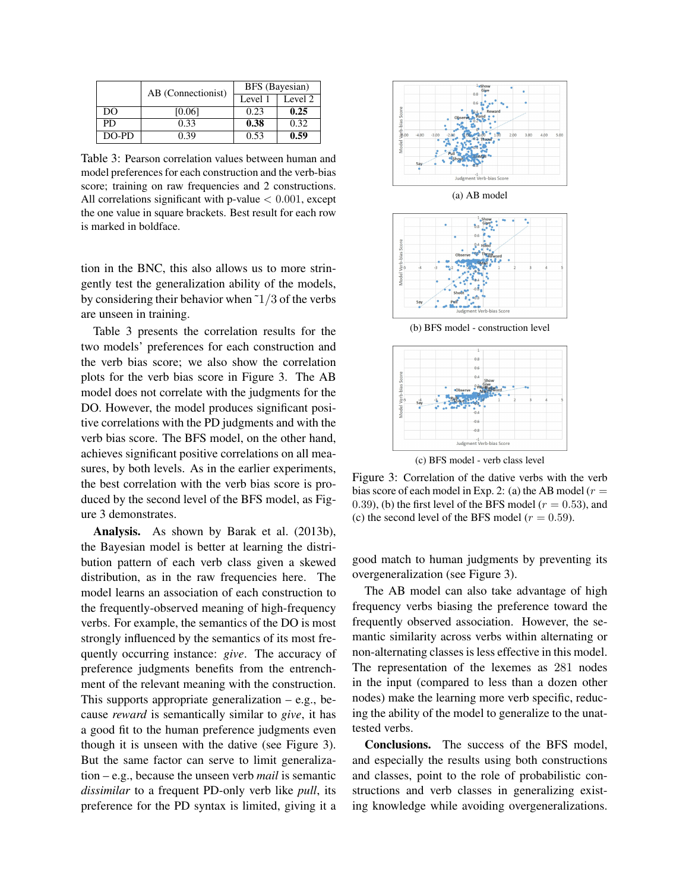|  | AB (Connectionist) | BFS (Bayesian) |  |
|---|---|---|---|
|  |  | Level 1 | Level 2 |
| DO | [0.06] | 0.23 | **0.25** |
| PD | 0.33 | **0.38** | 0.32 |
| DO-PD | 0.39 | 0.53 | **0.59** |

Table 3: Pearson correlation values between human and model preferences for each construction and the verb-bias score; training on raw frequencies and 2 constructions. All correlations significant with p-value $< 0.001$, except the one value in square brackets. Best result for each row is marked in boldface.

tion in the BNC, this also allows us to more stringently test the generalization ability of the models, by considering their behavior when ˜1/3 of the verbs are unseen in training.

Table 3 presents the correlation results for the two models' preferences for each construction and the verb bias score; we also show the correlation plots for the verb bias score in Figure 3. The AB model does not correlate with the judgments for the DO. However, the model produces significant positive correlations with the PD judgments and with the verb bias score. The BFS model, on the other hand, achieves significant positive correlations on all measures, by both levels. As in the earlier experiments, the best correlation with the verb bias score is produced by the second level of the BFS model, as Figure 3 demonstrates.

**Analysis.** As shown by Barak et al. (2013b), the Bayesian model is better at learning the distribution pattern of each verb class given a skewed distribution, as in the raw frequencies here. The model learns an association of each construction to the frequently-observed meaning of high-frequency verbs. For example, the semantics of the DO is most strongly influenced by the semantics of its most frequently occurring instance: *give*. The accuracy of preference judgments benefits from the entrenchment of the relevant meaning with the construction. This supports appropriate generalization – e.g., because *reward* is semantically similar to *give*, it has a good fit to the human preference judgments even though it is unseen with the dative (see Figure 3). But the same factor can serve to limit generalization – e.g., because the unseen verb *mail* is semantic *dissimilar* to a frequent PD-only verb like *pull*, its preference for the PD syntax is limited, giving it a good match to human judgments by preventing its overgeneralization (see Figure 3).

(a) AB model

(b) BFS model - construction level

(c) BFS model - verb class level

Figure 3: Correlation of the dative verbs with the verb bias score of each model in Exp. 2: (a) the AB model ($r = 0.39$), (b) the first level of the BFS model ($r = 0.53$), and (c) the second level of the BFS model ($r = 0.59$).

The AB model can also take advantage of high frequency verbs biasing the preference toward the frequently observed association. However, the semantic similarity across verbs within alternating or non-alternating classes is less effective in this model. The representation of the lexemes as 281 nodes in the input (compared to less than a dozen other nodes) make the learning more verb specific, reducing the ability of the model to generalize to the unattested verbs.

**Conclusions.** The success of the BFS model, and especially the results using both constructions and classes, point to the role of probabilistic constructions and verb classes in generalizing existing knowledge while avoiding overgeneralizations.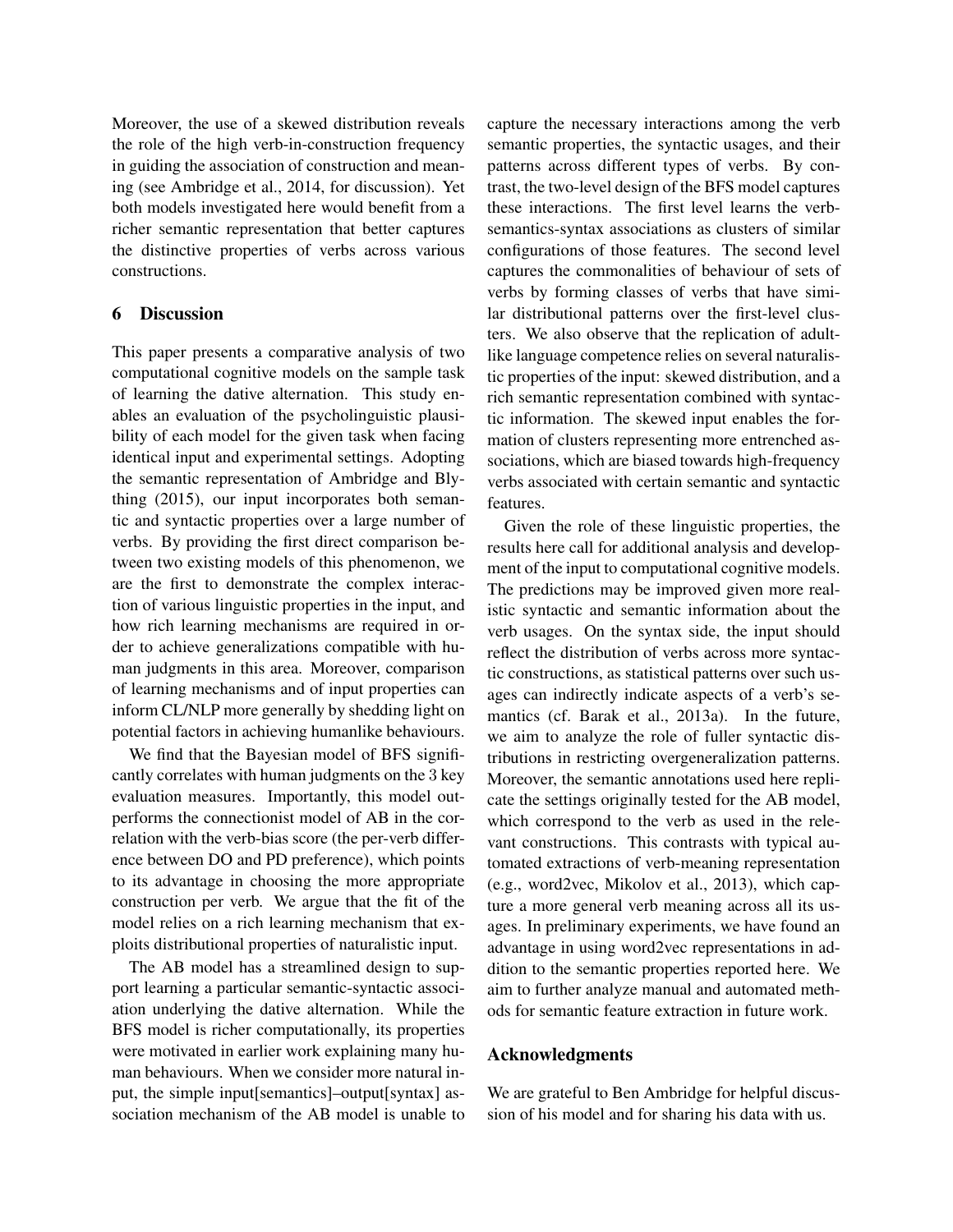Moreover, the use of a skewed distribution reveals the role of the high verb-in-construction frequency in guiding the association of construction and meaning (see Ambridge et al., 2014, for discussion). Yet both models investigated here would benefit from a richer semantic representation that better captures the distinctive properties of verbs across various constructions.

## 6 Discussion

This paper presents a comparative analysis of two computational cognitive models on the sample task of learning the dative alternation. This study enables an evaluation of the psycholinguistic plausibility of each model for the given task when facing identical input and experimental settings. Adopting the semantic representation of Ambridge and Blything (2015), our input incorporates both semantic and syntactic properties over a large number of verbs. By providing the first direct comparison between two existing models of this phenomenon, we are the first to demonstrate the complex interaction of various linguistic properties in the input, and how rich learning mechanisms are required in order to achieve generalizations compatible with human judgments in this area. Moreover, comparison of learning mechanisms and of input properties can inform CL/NLP more generally by shedding light on potential factors in achieving humanlike behaviours.

We find that the Bayesian model of BFS significantly correlates with human judgments on the 3 key evaluation measures. Importantly, this model outperforms the connectionist model of AB in the correlation with the verb-bias score (the per-verb difference between DO and PD preference), which points to its advantage in choosing the more appropriate construction per verb. We argue that the fit of the model relies on a rich learning mechanism that exploits distributional properties of naturalistic input.

The AB model has a streamlined design to support learning a particular semantic-syntactic association underlying the dative alternation. While the BFS model is richer computationally, its properties were motivated in earlier work explaining many human behaviours. When we consider more natural input, the simple input[semantics]–output[syntax] association mechanism of the AB model is unable to capture the necessary interactions among the verb semantic properties, the syntactic usages, and their patterns across different types of verbs. By contrast, the two-level design of the BFS model captures these interactions. The first level learns the verb-semantics-syntax associations as clusters of similar configurations of those features. The second level captures the commonalities of behaviour of sets of verbs by forming classes of verbs that have similar distributional patterns over the first-level clusters. We also observe that the replication of adult-like language competence relies on several naturalistic properties of the input: skewed distribution, and a rich semantic representation combined with syntactic information. The skewed input enables the formation of clusters representing more entrenched associations, which are biased towards high-frequency verbs associated with certain semantic and syntactic features.

Given the role of these linguistic properties, the results here call for additional analysis and development of the input to computational cognitive models. The predictions may be improved given more realistic syntactic and semantic information about the verb usages. On the syntax side, the input should reflect the distribution of verbs across more syntactic constructions, as statistical patterns over such usages can indirectly indicate aspects of a verb's semantics (cf. Barak et al., 2013a). In the future, we aim to analyze the role of fuller syntactic distributions in restricting overgeneralization patterns. Moreover, the semantic annotations used here replicate the settings originally tested for the AB model, which correspond to the verb as used in the relevant constructions. This contrasts with typical automated extractions of verb-meaning representation (e.g., word2vec, Mikolov et al., 2013), which capture a more general verb meaning across all its usages. In preliminary experiments, we have found an advantage in using word2vec representations in addition to the semantic properties reported here. We aim to further analyze manual and automated methods for semantic feature extraction in future work.

## Acknowledgments

We are grateful to Ben Ambridge for helpful discussion of his model and for sharing his data with us.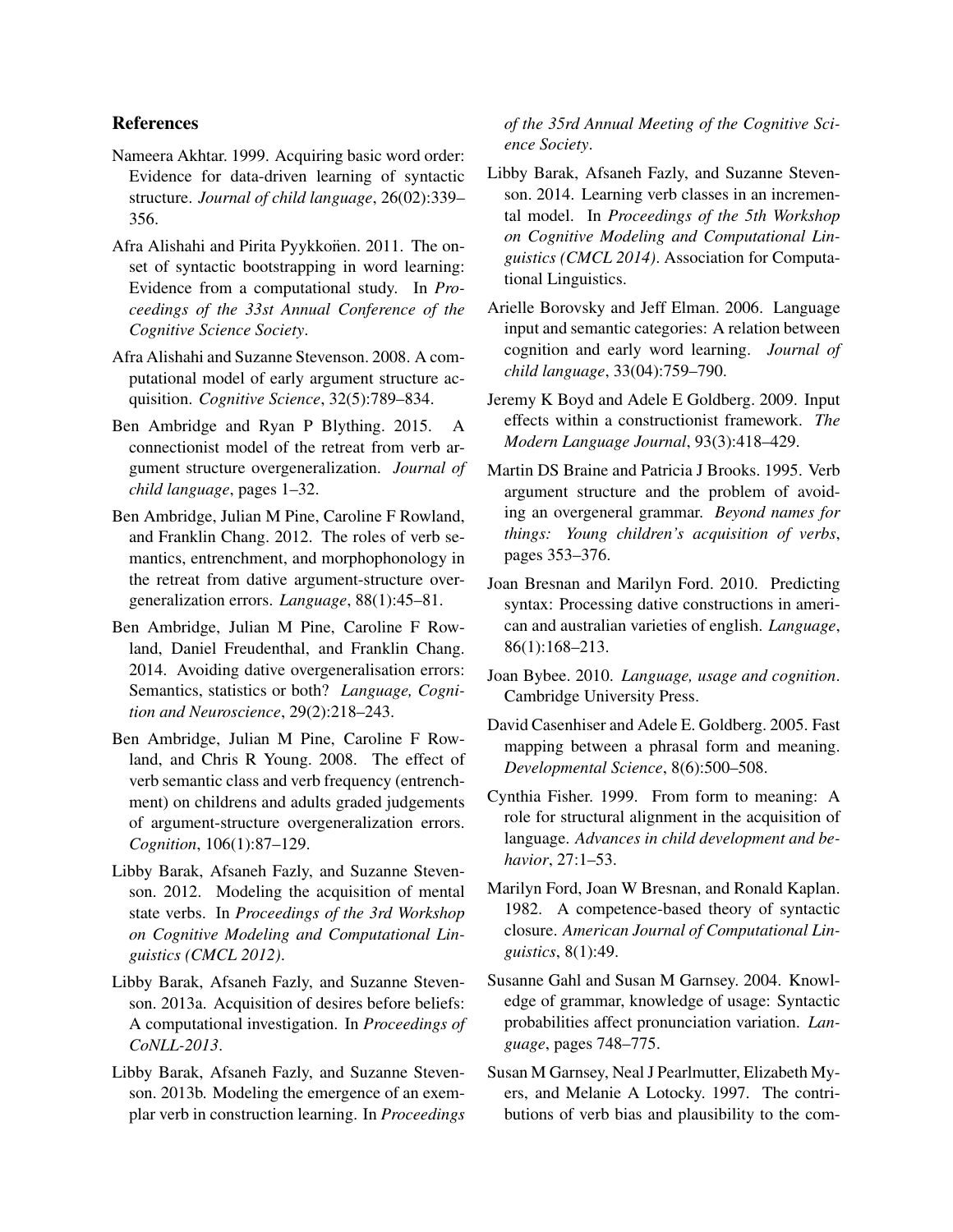## References

Nameera Akhtar. 1999. Acquiring basic word order: Evidence for data-driven learning of syntactic structure. *Journal of child language*, 26(02):339–356.

Afra Alishahi and Pirita Pyykkoñen. 2011. The onset of syntactic bootstrapping in word learning: Evidence from a computational study. In *Proceedings of the 33st Annual Conference of the Cognitive Science Society*.

Afra Alishahi and Suzanne Stevenson. 2008. A computational model of early argument structure acquisition. *Cognitive Science*, 32(5):789–834.

Ben Ambridge and Ryan P Blything. 2015. A connectionist model of the retreat from verb argument structure overgeneralization. *Journal of child language*, pages 1–32.

Ben Ambridge, Julian M Pine, Caroline F Rowland, and Franklin Chang. 2012. The roles of verb semantics, entrenchment, and morphophonology in the retreat from dative argument-structure overgeneralization errors. *Language*, 88(1):45–81.

Ben Ambridge, Julian M Pine, Caroline F Rowland, Daniel Freudenthal, and Franklin Chang. 2014. Avoiding dative overgeneralisation errors: Semantics, statistics or both? *Language, Cognition and Neuroscience*, 29(2):218–243.

Ben Ambridge, Julian M Pine, Caroline F Rowland, and Chris R Young. 2008. The effect of verb semantic class and verb frequency (entrenchment) on childrens and adults graded judgements of argument-structure overgeneralization errors. *Cognition*, 106(1):87–129.

Libby Barak, Afsaneh Fazly, and Suzanne Stevenson. 2012. Modeling the acquisition of mental state verbs. In *Proceedings of the 3rd Workshop on Cognitive Modeling and Computational Linguistics (CMCL 2012)*.

Libby Barak, Afsaneh Fazly, and Suzanne Stevenson. 2013a. Acquisition of desires before beliefs: A computational investigation. In *Proceedings of CoNLL-2013*.

Libby Barak, Afsaneh Fazly, and Suzanne Stevenson. 2013b. Modeling the emergence of an exemplar verb in construction learning. In *Proceedings of the 35rd Annual Meeting of the Cognitive Science Society*.

Libby Barak, Afsaneh Fazly, and Suzanne Stevenson. 2014. Learning verb classes in an incremental model. In *Proceedings of the 5th Workshop on Cognitive Modeling and Computational Linguistics (CMCL 2014)*. Association for Computational Linguistics.

Arielle Borovsky and Jeff Elman. 2006. Language input and semantic categories: A relation between cognition and early word learning. *Journal of child language*, 33(04):759–790.

Jeremy K Boyd and Adele E Goldberg. 2009. Input effects within a constructionist framework. *The Modern Language Journal*, 93(3):418–429.

Martin DS Braine and Patricia J Brooks. 1995. Verb argument structure and the problem of avoiding an overgeneral grammar. *Beyond names for things: Young children's acquisition of verbs*, pages 353–376.

Joan Bresnan and Marilyn Ford. 2010. Predicting syntax: Processing dative constructions in american and australian varieties of english. *Language*, 86(1):168–213.

Joan Bybee. 2010. *Language, usage and cognition*. Cambridge University Press.

David Casenhiser and Adele E. Goldberg. 2005. Fast mapping between a phrasal form and meaning. *Developmental Science*, 8(6):500–508.

Cynthia Fisher. 1999. From form to meaning: A role for structural alignment in the acquisition of language. *Advances in child development and behavior*, 27:1–53.

Marilyn Ford, Joan W Bresnan, and Ronald Kaplan. 1982. A competence-based theory of syntactic closure. *American Journal of Computational Linguistics*, 8(1):49.

Susanne Gahl and Susan M Garnsey. 2004. Knowledge of grammar, knowledge of usage: Syntactic probabilities affect pronunciation variation. *Language*, pages 748–775.

Susan M Garnsey, Neal J Pearlmutter, Elizabeth Myers, and Melanie A Lotocky. 1997. The contributions of verb bias and plausibility to the com-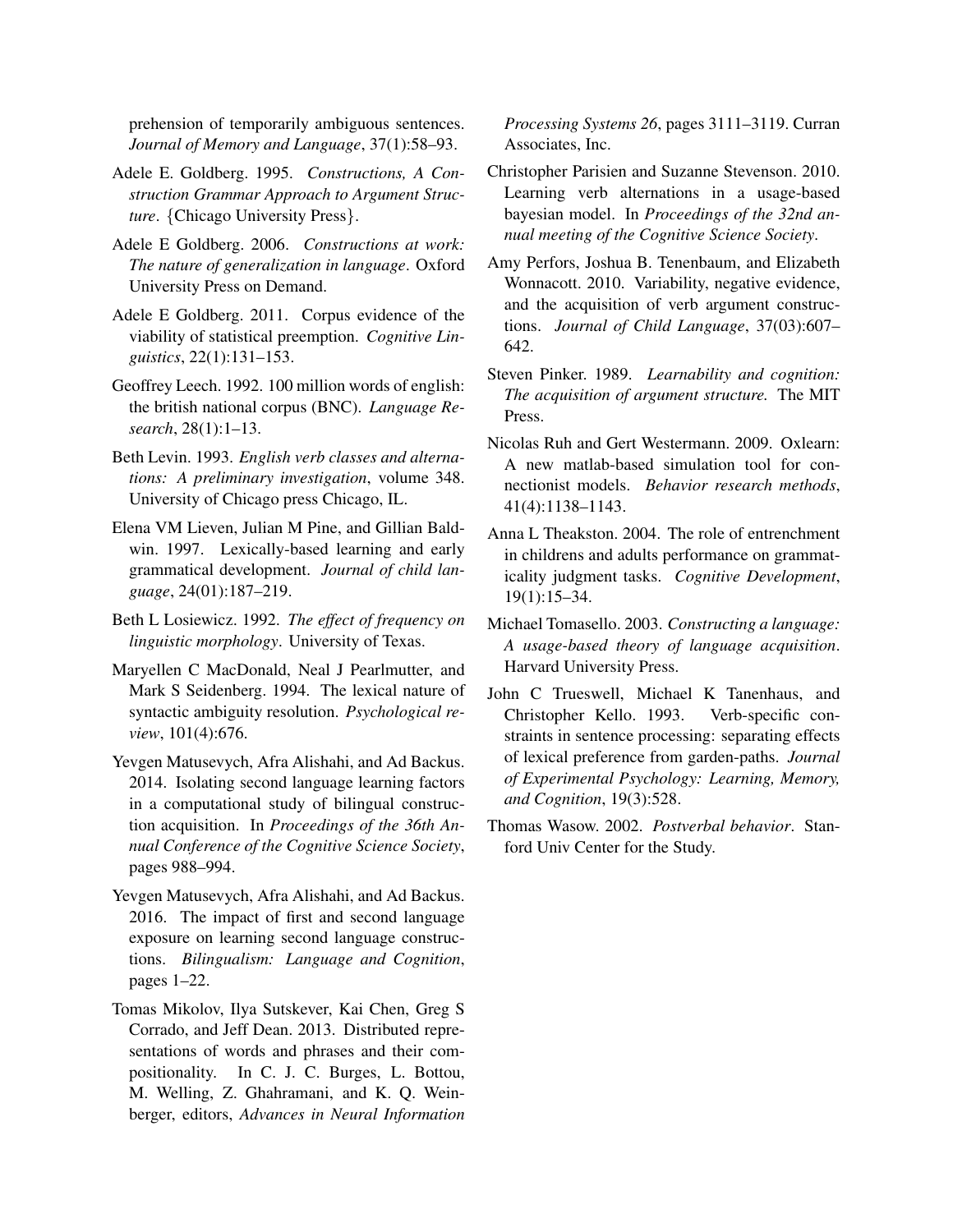prehension of temporarily ambiguous sentences. *Journal of Memory and Language*, 37(1):58–93.

Adele E. Goldberg. 1995. *Constructions, A Construction Grammar Approach to Argument Structure*. {Chicago University Press}.

Adele E Goldberg. 2006. *Constructions at work: The nature of generalization in language*. Oxford University Press on Demand.

Adele E Goldberg. 2011. Corpus evidence of the viability of statistical preemption. *Cognitive Linguistics*, 22(1):131–153.

Geoffrey Leech. 1992. 100 million words of english: the british national corpus (BNC). *Language Research*, 28(1):1–13.

Beth Levin. 1993. *English verb classes and alternations: A preliminary investigation*, volume 348. University of Chicago press Chicago, IL.

Elena VM Lieven, Julian M Pine, and Gillian Baldwin. 1997. Lexically-based learning and early grammatical development. *Journal of child language*, 24(01):187–219.

Beth L Losiewicz. 1992. *The effect of frequency on linguistic morphology*. University of Texas.

Maryellen C MacDonald, Neal J Pearlmutter, and Mark S Seidenberg. 1994. The lexical nature of syntactic ambiguity resolution. *Psychological review*, 101(4):676.

Yevgen Matusevych, Afra Alishahi, and Ad Backus. 2014. Isolating second language learning factors in a computational study of bilingual construction acquisition. In *Proceedings of the 36th Annual Conference of the Cognitive Science Society*, pages 988–994.

Yevgen Matusevych, Afra Alishahi, and Ad Backus. 2016. The impact of first and second language exposure on learning second language constructions. *Bilingualism: Language and Cognition*, pages 1–22.

Tomas Mikolov, Ilya Sutskever, Kai Chen, Greg S Corrado, and Jeff Dean. 2013. Distributed representations of words and phrases and their compositionality. In C. J. C. Burges, L. Bottou, M. Welling, Z. Ghahramani, and K. Q. Weinberger, editors, *Advances in Neural Information Processing Systems 26*, pages 3111–3119. Curran Associates, Inc.

Christopher Parisien and Suzanne Stevenson. 2010. Learning verb alternations in a usage-based bayesian model. In *Proceedings of the 32nd annual meeting of the Cognitive Science Society*.

Amy Perfors, Joshua B. Tenenbaum, and Elizabeth Wonnacott. 2010. Variability, negative evidence, and the acquisition of verb argument constructions. *Journal of Child Language*, 37(03):607–642.

Steven Pinker. 1989. *Learnability and cognition: The acquisition of argument structure.* The MIT Press.

Nicolas Ruh and Gert Westermann. 2009. Oxlearn: A new matlab-based simulation tool for connectionist models. *Behavior research methods*, 41(4):1138–1143.

Anna L Theakston. 2004. The role of entrenchment in childrens and adults performance on grammaticality judgment tasks. *Cognitive Development*, 19(1):15–34.

Michael Tomasello. 2003. *Constructing a language: A usage-based theory of language acquisition*. Harvard University Press.

John C Trueswell, Michael K Tanenhaus, and Christopher Kello. 1993. Verb-specific constraints in sentence processing: separating effects of lexical preference from garden-paths. *Journal of Experimental Psychology: Learning, Memory, and Cognition*, 19(3):528.

Thomas Wasow. 2002. *Postverbal behavior*. Stanford Univ Center for the Study.